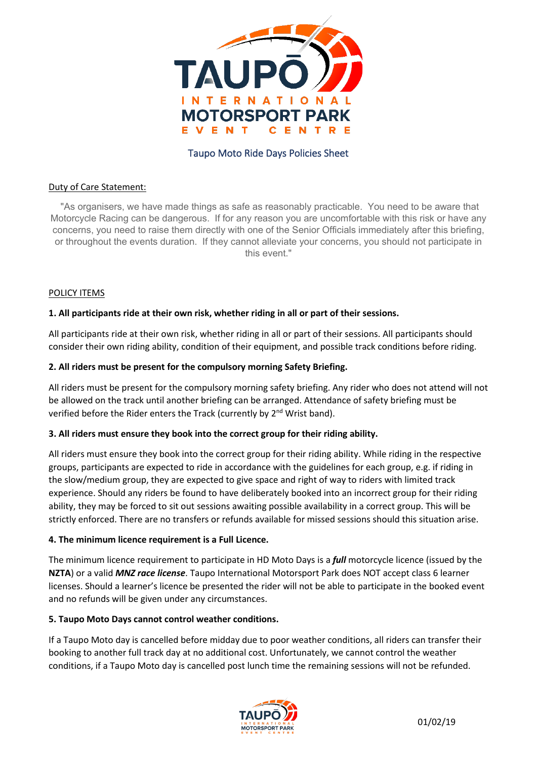# Taupo Moto Ride Days Policies Sheet

Duty of Care Statement:

"As organisers, we have made things as safe as reasonably practicable. You need to be aware that Motorcycle Racing can be dangerous. If for any reason you are uncomfortable with this risk or have any concerns, you need to raise them directly with one of the Senior Officials immediately after this briefing, or throughout the events duration. If they cannot alleviate your concerns, you should not participate in this event."

POLICY ITEMS

**1. All participants ride at their own risk, whether riding in all or part of their sessions.**

All participants ride at their own risk, whether riding in all or part of their sessions. All participants should consider their own riding ability, condition of their equipment, and possible track conditions before riding.

**2. All riders must be present for the compulsory morning Safety Briefing.**

All riders must be present for the compulsory morning safety briefing. Any rider who does not attend will not be allowed on the track until another briefing can be arranged. Attendance of safety briefing must be verified before the Rider enters the Track (currently by 2nd Wrist band).

**3. All riders must ensure they book into the correct group for their riding ability.**

All riders must ensure they book into the correct group for their riding ability. While riding in the respective groups, participants are expected to ride in accordance with the guidelines for each group, e.g. if riding in the slow/medium group, they are expected to give space and right of way to riders with limited track experience. Should any riders be found to have deliberately booked into an incorrect group for their riding ability, they may be forced to sit out sessions awaiting possible availability in a correct group. This will be strictly enforced. There are no transfers or refunds available for missed sessions should this situation arise.

**4. The minimum licence requirement is a Full Licence.**

The minimum licence requirement to participate in HD Moto Days is a ***full*** motorcycle licence (issued by the **NZTA**) or a valid ***MNZ race license***. Taupo International Motorsport Park does NOT accept class 6 learner licenses. Should a learner's licence be presented the rider will not be able to participate in the booked event and no refunds will be given under any circumstances.

**5. Taupo Moto Days cannot control weather conditions.**

If a Taupo Moto day is cancelled before midday due to poor weather conditions, all riders can transfer their booking to another full track day at no additional cost. Unfortunately, we cannot control the weather conditions, if a Taupo Moto day is cancelled post lunch time the remaining sessions will not be refunded.

01/02/19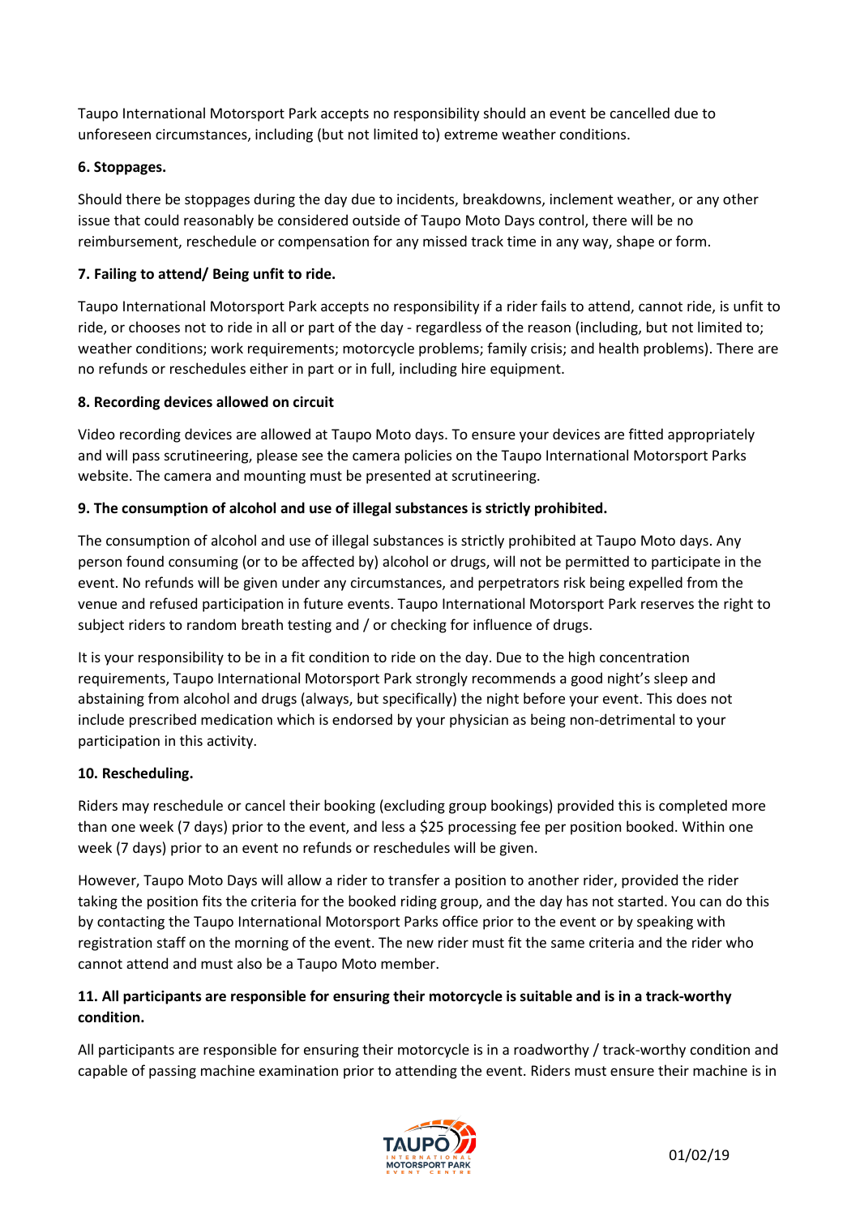Taupo International Motorsport Park accepts no responsibility should an event be cancelled due to unforeseen circumstances, including (but not limited to) extreme weather conditions.

**6. Stoppages.**

Should there be stoppages during the day due to incidents, breakdowns, inclement weather, or any other issue that could reasonably be considered outside of Taupo Moto Days control, there will be no reimbursement, reschedule or compensation for any missed track time in any way, shape or form.

**7. Failing to attend/ Being unfit to ride.**

Taupo International Motorsport Park accepts no responsibility if a rider fails to attend, cannot ride, is unfit to ride, or chooses not to ride in all or part of the day - regardless of the reason (including, but not limited to; weather conditions; work requirements; motorcycle problems; family crisis; and health problems). There are no refunds or reschedules either in part or in full, including hire equipment.

**8. Recording devices allowed on circuit**

Video recording devices are allowed at Taupo Moto days. To ensure your devices are fitted appropriately and will pass scrutineering, please see the camera policies on the Taupo International Motorsport Parks website. The camera and mounting must be presented at scrutineering.

**9. The consumption of alcohol and use of illegal substances is strictly prohibited.**

The consumption of alcohol and use of illegal substances is strictly prohibited at Taupo Moto days. Any person found consuming (or to be affected by) alcohol or drugs, will not be permitted to participate in the event. No refunds will be given under any circumstances, and perpetrators risk being expelled from the venue and refused participation in future events. Taupo International Motorsport Park reserves the right to subject riders to random breath testing and / or checking for influence of drugs.

It is your responsibility to be in a fit condition to ride on the day. Due to the high concentration requirements, Taupo International Motorsport Park strongly recommends a good night's sleep and abstaining from alcohol and drugs (always, but specifically) the night before your event. This does not include prescribed medication which is endorsed by your physician as being non-detrimental to your participation in this activity.

**10. Rescheduling.**

Riders may reschedule or cancel their booking (excluding group bookings) provided this is completed more than one week (7 days) prior to the event, and less a $25 processing fee per position booked. Within one week (7 days) prior to an event no refunds or reschedules will be given.

However, Taupo Moto Days will allow a rider to transfer a position to another rider, provided the rider taking the position fits the criteria for the booked riding group, and the day has not started. You can do this by contacting the Taupo International Motorsport Parks office prior to the event or by speaking with registration staff on the morning of the event. The new rider must fit the same criteria and the rider who cannot attend and must also be a Taupo Moto member.

**11. All participants are responsible for ensuring their motorcycle is suitable and is in a track-worthy condition.**

All participants are responsible for ensuring their motorcycle is in a roadworthy / track-worthy condition and capable of passing machine examination prior to attending the event. Riders must ensure their machine is in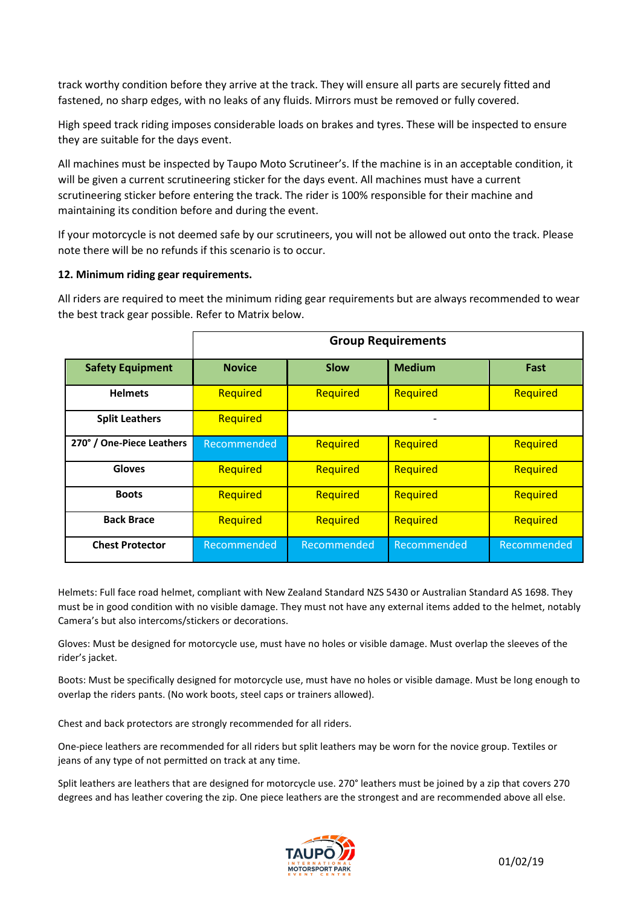track worthy condition before they arrive at the track. They will ensure all parts are securely fitted and fastened, no sharp edges, with no leaks of any fluids. Mirrors must be removed or fully covered.

High speed track riding imposes considerable loads on brakes and tyres. These will be inspected to ensure they are suitable for the days event.

All machines must be inspected by Taupo Moto Scrutineer's. If the machine is in an acceptable condition, it will be given a current scrutineering sticker for the days event. All machines must have a current scrutineering sticker before entering the track. The rider is 100% responsible for their machine and maintaining its condition before and during the event.

If your motorcycle is not deemed safe by our scrutineers, you will not be allowed out onto the track. Please note there will be no refunds if this scenario is to occur.

**12. Minimum riding gear requirements.**

All riders are required to meet the minimum riding gear requirements but are always recommended to wear the best track gear possible. Refer to Matrix below.

| | **Group Requirements** | | | |
|---|---|---|---|---|
| **Safety Equipment** | **Novice** | **Slow** | **Medium** | **Fast** |
| **Helmets** | Required | Required | Required | Required |
| **Split Leathers** | Required | - | | |
| **270° / One-Piece Leathers** | Recommended | Required | Required | Required |
| **Gloves** | Required | Required | Required | Required |
| **Boots** | Required | Required | Required | Required |
| **Back Brace** | Required | Required | Required | Required |
| **Chest Protector** | Recommended | Recommended | Recommended | Recommended |

Helmets: Full face road helmet, compliant with New Zealand Standard NZS 5430 or Australian Standard AS 1698. They must be in good condition with no visible damage. They must not have any external items added to the helmet, notably Camera's but also intercoms/stickers or decorations.

Gloves: Must be designed for motorcycle use, must have no holes or visible damage. Must overlap the sleeves of the rider's jacket.

Boots: Must be specifically designed for motorcycle use, must have no holes or visible damage. Must be long enough to overlap the riders pants. (No work boots, steel caps or trainers allowed).

Chest and back protectors are strongly recommended for all riders.

One-piece leathers are recommended for all riders but split leathers may be worn for the novice group. Textiles or jeans of any type of not permitted on track at any time.

Split leathers are leathers that are designed for motorcycle use. 270° leathers must be joined by a zip that covers 270 degrees and has leather covering the zip. One piece leathers are the strongest and are recommended above all else.

01/02/19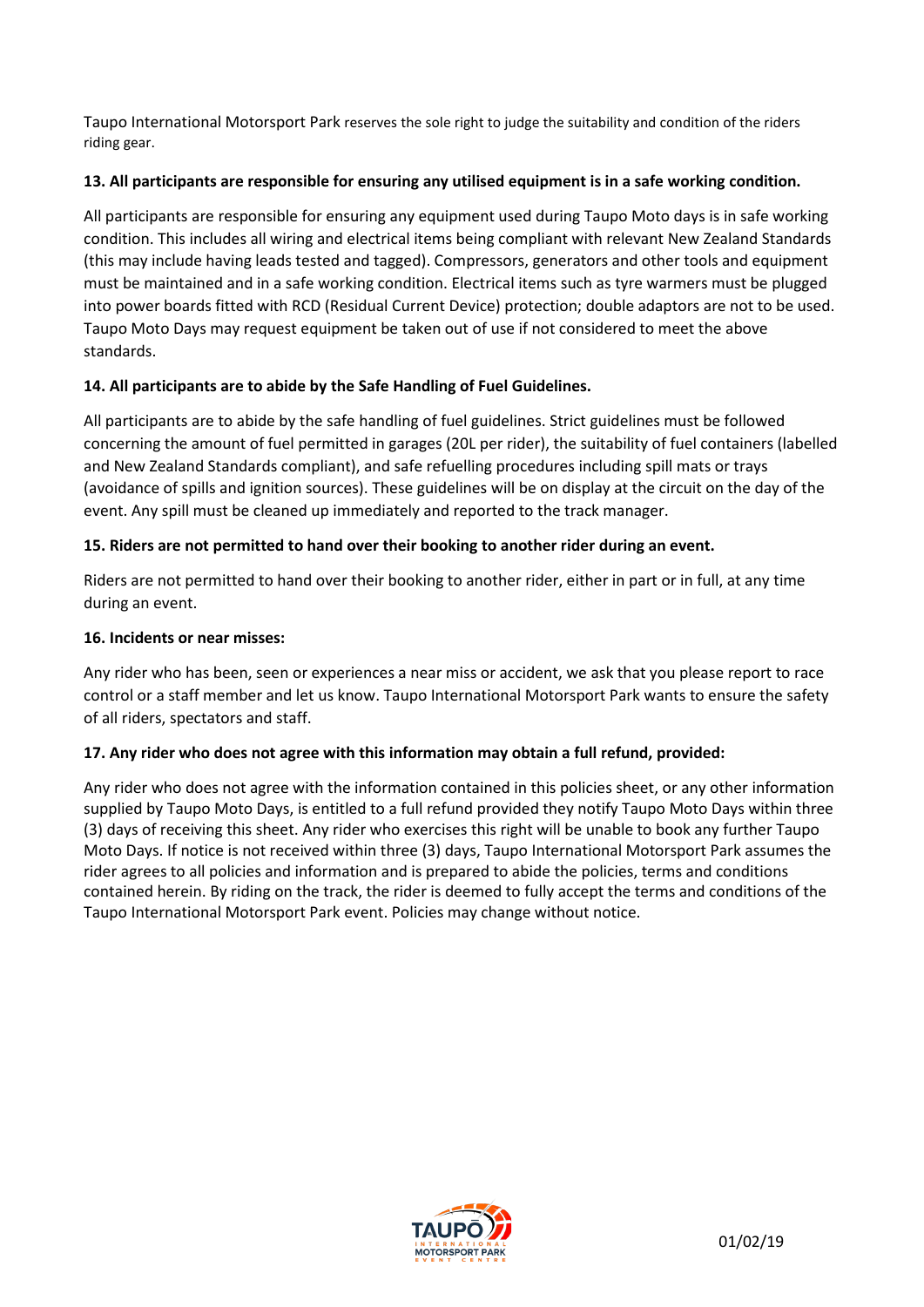Taupo International Motorsport Park reserves the sole right to judge the suitability and condition of the riders riding gear.

**13. All participants are responsible for ensuring any utilised equipment is in a safe working condition.**

All participants are responsible for ensuring any equipment used during Taupo Moto days is in safe working condition. This includes all wiring and electrical items being compliant with relevant New Zealand Standards (this may include having leads tested and tagged). Compressors, generators and other tools and equipment must be maintained and in a safe working condition. Electrical items such as tyre warmers must be plugged into power boards fitted with RCD (Residual Current Device) protection; double adaptors are not to be used. Taupo Moto Days may request equipment be taken out of use if not considered to meet the above standards.

**14. All participants are to abide by the Safe Handling of Fuel Guidelines.**

All participants are to abide by the safe handling of fuel guidelines. Strict guidelines must be followed concerning the amount of fuel permitted in garages (20L per rider), the suitability of fuel containers (labelled and New Zealand Standards compliant), and safe refuelling procedures including spill mats or trays (avoidance of spills and ignition sources). These guidelines will be on display at the circuit on the day of the event. Any spill must be cleaned up immediately and reported to the track manager.

**15. Riders are not permitted to hand over their booking to another rider during an event.**

Riders are not permitted to hand over their booking to another rider, either in part or in full, at any time during an event.

**16. Incidents or near misses:**

Any rider who has been, seen or experiences a near miss or accident, we ask that you please report to race control or a staff member and let us know. Taupo International Motorsport Park wants to ensure the safety of all riders, spectators and staff.

**17. Any rider who does not agree with this information may obtain a full refund, provided:**

Any rider who does not agree with the information contained in this policies sheet, or any other information supplied by Taupo Moto Days, is entitled to a full refund provided they notify Taupo Moto Days within three (3) days of receiving this sheet. Any rider who exercises this right will be unable to book any further Taupo Moto Days. If notice is not received within three (3) days, Taupo International Motorsport Park assumes the rider agrees to all policies and information and is prepared to abide the policies, terms and conditions contained herein. By riding on the track, the rider is deemed to fully accept the terms and conditions of the Taupo International Motorsport Park event. Policies may change without notice.

01/02/19